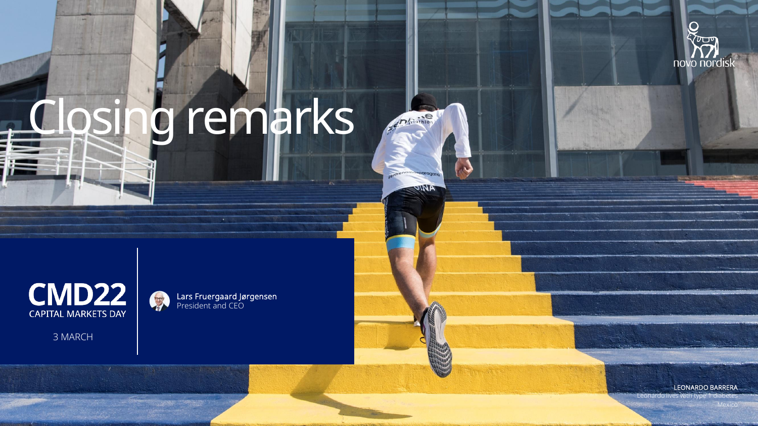# Closing remarks

**CMD22**
CAPITAL MARKETS DAY

3 MARCH

Lars Fruergaard Jørgensen
President and CEO

LEONARDO BARRERA
Leonardo lives with type 1 diabetes
Mexico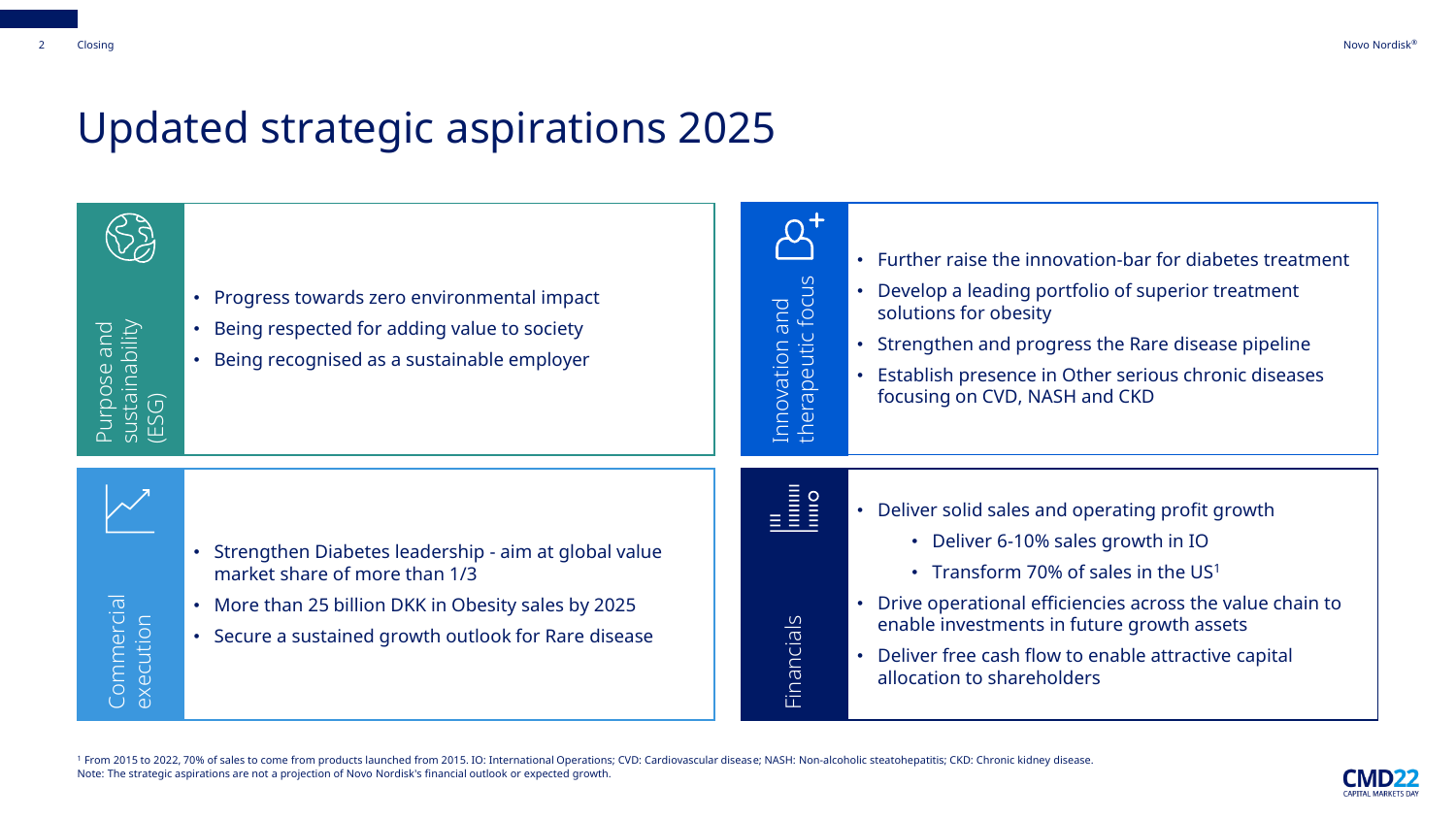# Updated strategic aspirations 2025

## Purpose and sustainability (ESG)

- Progress towards zero environmental impact
- Being respected for adding value to society
- Being recognised as a sustainable employer

## Innovation and therapeutic focus

- Further raise the innovation-bar for diabetes treatment
- Develop a leading portfolio of superior treatment solutions for obesity
- Strengthen and progress the Rare disease pipeline
- Establish presence in Other serious chronic diseases focusing on CVD, NASH and CKD

## Commercial execution

- Strengthen Diabetes leadership - aim at global value market share of more than 1/3
- More than 25 billion DKK in Obesity sales by 2025
- Secure a sustained growth outlook for Rare disease

## Financials

- Deliver solid sales and operating profit growth
  - Deliver 6-10% sales growth in IO
  - Transform 70% of sales in the US[1]
- Drive operational efficiencies across the value chain to enable investments in future growth assets
- Deliver free cash flow to enable attractive capital allocation to shareholders

[1] From 2015 to 2022, 70% of sales to come from products launched from 2015. IO: International Operations; CVD: Cardiovascular disease; NASH: Non-alcoholic steatohepatitis; CKD: Chronic kidney disease.
Note: The strategic aspirations are not a projection of Novo Nordisk's financial outlook or expected growth.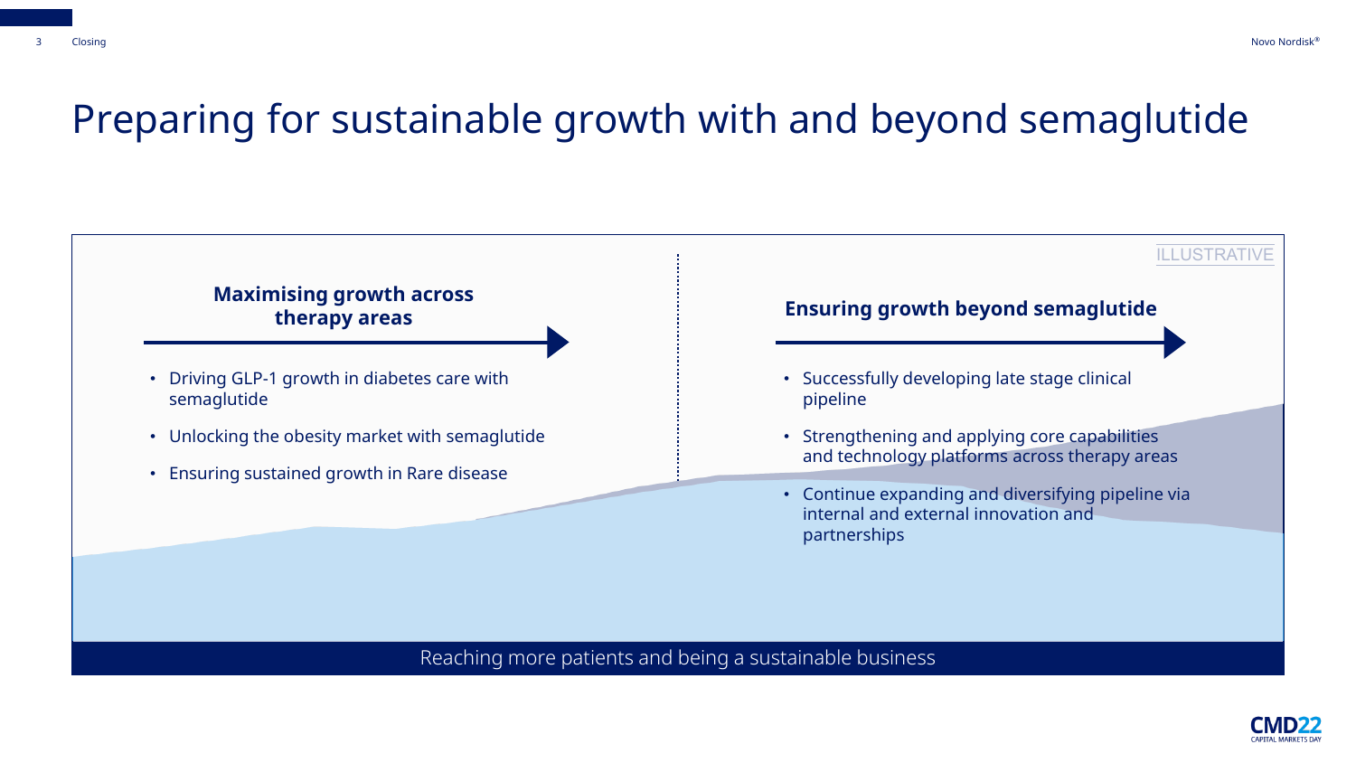# Preparing for sustainable growth with and beyond semaglutide

ILLUSTRATIVE

**Maximising growth across therapy areas**

- Driving GLP-1 growth in diabetes care with semaglutide
- Unlocking the obesity market with semaglutide
- Ensuring sustained growth in Rare disease

**Ensuring growth beyond semaglutide**

- Successfully developing late stage clinical pipeline
- Strengthening and applying core capabilities and technology platforms across therapy areas
- Continue expanding and diversifying pipeline via internal and external innovation and partnerships

Reaching more patients and being a sustainable business